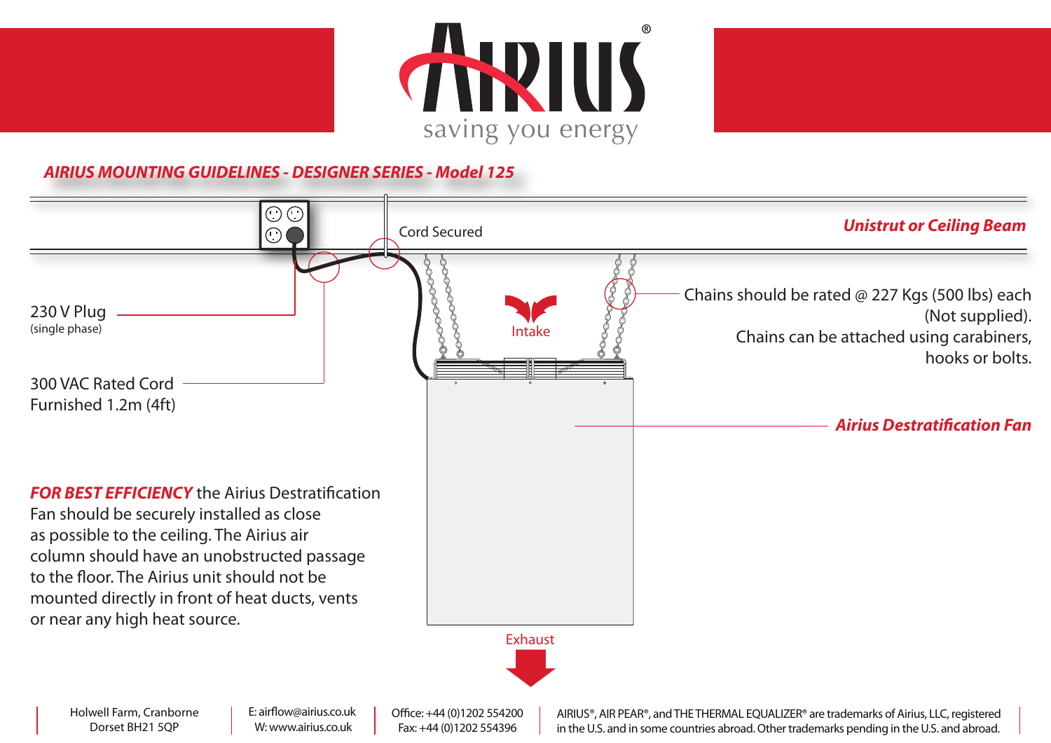# AIRIUS®

saving you energy

## *AIRIUS MOUNTING GUIDELINES - DESIGNER SERIES - Model 125*

***Unistrut or Ceiling Beam***

Cord Secured

230 V Plug
(single phase)

300 VAC Rated Cord
Furnished 1.2m (4ft)

Intake

Chains should be rated @ 227 Kgs (500 lbs) each (Not supplied).
Chains can be attached using carabiners, hooks or bolts.

***Airius Destratification Fan***

***FOR BEST EFFICIENCY*** the Airius Destratification Fan should be securely installed as close as possible to the ceiling. The Airius air column should have an unobstructed passage to the floor. The Airius unit should not be mounted directly in front of heat ducts, vents or near any high heat source.

Exhaust

Holwell Farm, Cranborne
Dorset BH21 5QP

E: airflow@airius.co.uk
W: www.airius.co.uk

Office: +44 (0)1202 554200
Fax: +44 (0)1202 554396

AIRIUS®, AIR PEAR®, and THE THERMAL EQUALIZER® are trademarks of Airius, LLC, registered in the U.S. and in some countries abroad. Other trademarks pending in the U.S. and abroad.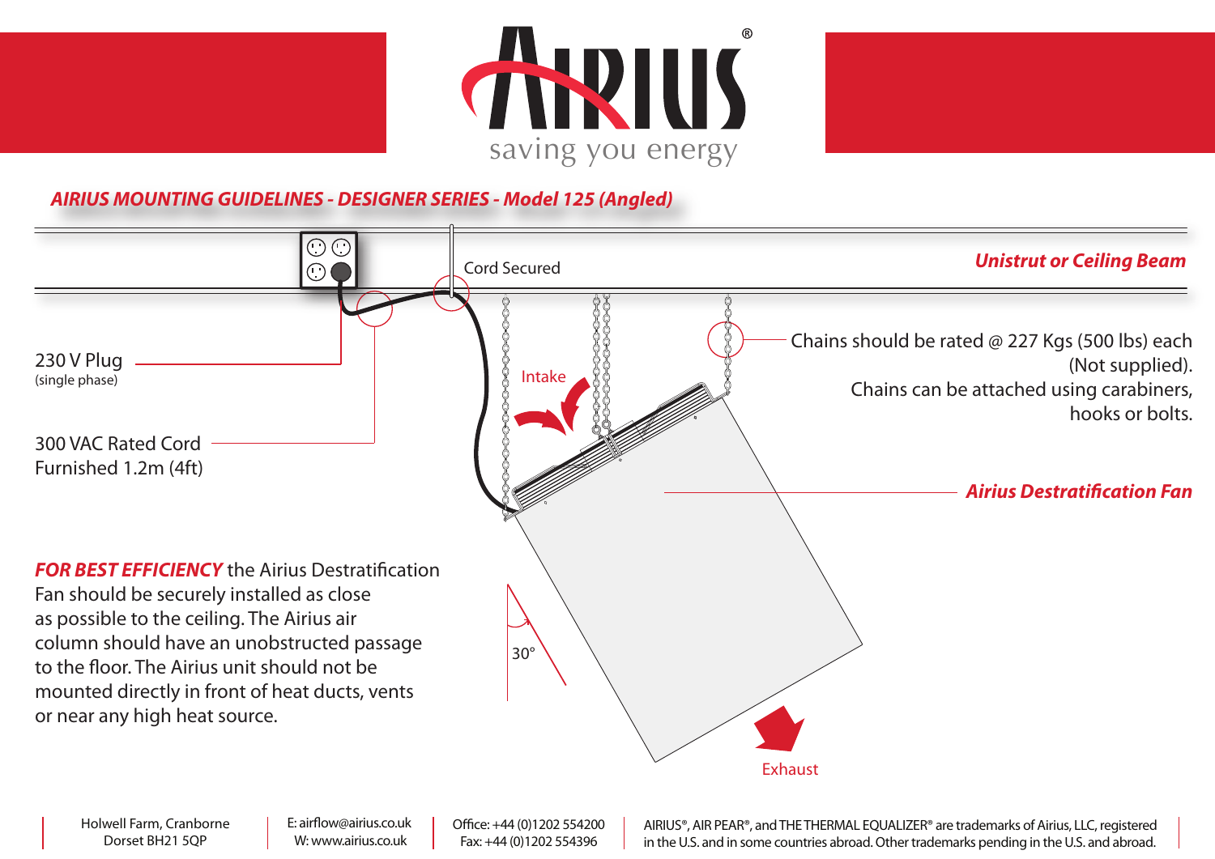AIRIUS®

saving you energy

## *AIRIUS MOUNTING GUIDELINES - DESIGNER SERIES - Model 125 (Angled)*

Cord Secured

*Unistrut or Ceiling Beam*

230 V Plug
(single phase)

300 VAC Rated Cord Furnished 1.2m (4ft)

Intake

Chains should be rated @ 227 Kgs (500 lbs) each (Not supplied).
Chains can be attached using carabiners, hooks or bolts.

*Airius Destratification Fan*

***FOR BEST EFFICIENCY*** the Airius Destratification Fan should be securely installed as close as possible to the ceiling. The Airius air column should have an unobstructed passage to the floor. The Airius unit should not be mounted directly in front of heat ducts, vents or near any high heat source.

30°

Exhaust

Holwell Farm, Cranborne
Dorset BH21 5QP

E: airflow@airius.co.uk
W: www.airius.co.uk

Office: +44 (0)1202 554200
Fax: +44 (0)1202 554396

AIRIUS®, AIR PEAR®, and THE THERMAL EQUALIZER® are trademarks of Airius, LLC, registered in the U.S. and in some countries abroad. Other trademarks pending in the U.S. and abroad.